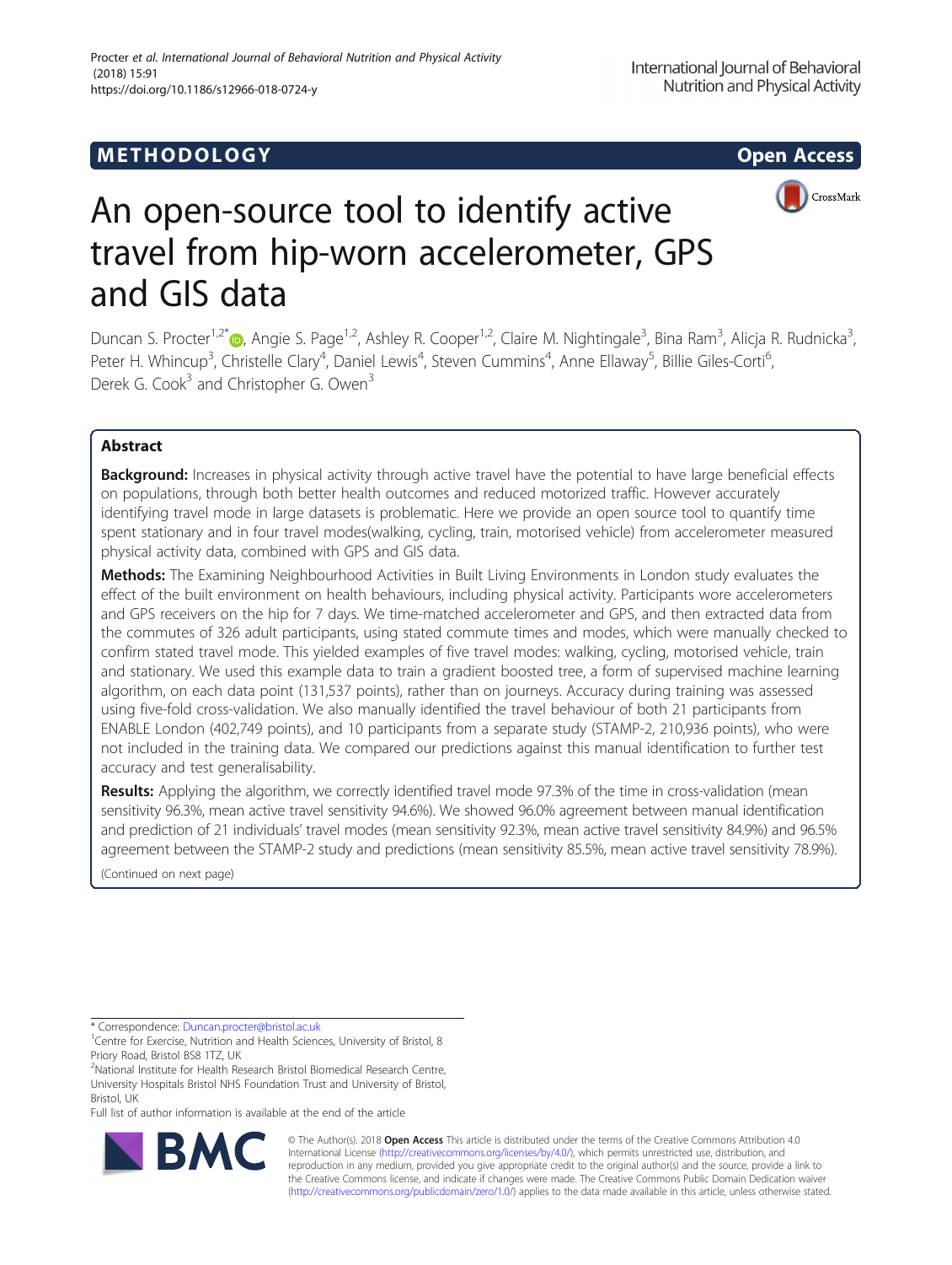METHODOLOGY

Open Access

# An open-source tool to identify active travel from hip-worn accelerometer, GPS and GIS data

Duncan S. Procter[1,2*], Angie S. Page[1,2], Ashley R. Cooper[1,2], Claire M. Nightingale[3], Bina Ram[3], Alicja R. Rudnicka[3], Peter H. Whincup[3], Christelle Clary[4], Daniel Lewis[4], Steven Cummins[4], Anne Ellaway[5], Billie Giles-Corti[6], Derek G. Cook[3] and Christopher G. Owen[3]

## Abstract

**Background:** Increases in physical activity through active travel have the potential to have large beneficial effects on populations, through both better health outcomes and reduced motorized traffic. However accurately identifying travel mode in large datasets is problematic. Here we provide an open source tool to quantify time spent stationary and in four travel modes(walking, cycling, train, motorised vehicle) from accelerometer measured physical activity data, combined with GPS and GIS data.

**Methods:** The Examining Neighbourhood Activities in Built Living Environments in London study evaluates the effect of the built environment on health behaviours, including physical activity. Participants wore accelerometers and GPS receivers on the hip for 7 days. We time-matched accelerometer and GPS, and then extracted data from the commutes of 326 adult participants, using stated commute times and modes, which were manually checked to confirm stated travel mode. This yielded examples of five travel modes: walking, cycling, motorised vehicle, train and stationary. We used this example data to train a gradient boosted tree, a form of supervised machine learning algorithm, on each data point (131,537 points), rather than on journeys. Accuracy during training was assessed using five-fold cross-validation. We also manually identified the travel behaviour of both 21 participants from ENABLE London (402,749 points), and 10 participants from a separate study (STAMP-2, 210,936 points), who were not included in the training data. We compared our predictions against this manual identification to further test accuracy and test generalisability.

**Results:** Applying the algorithm, we correctly identified travel mode 97.3% of the time in cross-validation (mean sensitivity 96.3%, mean active travel sensitivity 94.6%). We showed 96.0% agreement between manual identification and prediction of 21 individuals' travel modes (mean sensitivity 92.3%, mean active travel sensitivity 84.9%) and 96.5% agreement between the STAMP-2 study and predictions (mean sensitivity 85.5%, mean active travel sensitivity 78.9%).

(Continued on next page)

* Correspondence: Duncan.procter@bristol.ac.uk

[1]Centre for Exercise, Nutrition and Health Sciences, University of Bristol, 8 Priory Road, Bristol BS8 1TZ, UK

[2]National Institute for Health Research Bristol Biomedical Research Centre, University Hospitals Bristol NHS Foundation Trust and University of Bristol, Bristol, UK

Full list of author information is available at the end of the article

© The Author(s). 2018 **Open Access** This article is distributed under the terms of the Creative Commons Attribution 4.0 International License (http://creativecommons.org/licenses/by/4.0/), which permits unrestricted use, distribution, and reproduction in any medium, provided you give appropriate credit to the original author(s) and the source, provide a link to the Creative Commons license, and indicate if changes were made. The Creative Commons Public Domain Dedication waiver (http://creativecommons.org/publicdomain/zero/1.0/) applies to the data made available in this article, unless otherwise stated.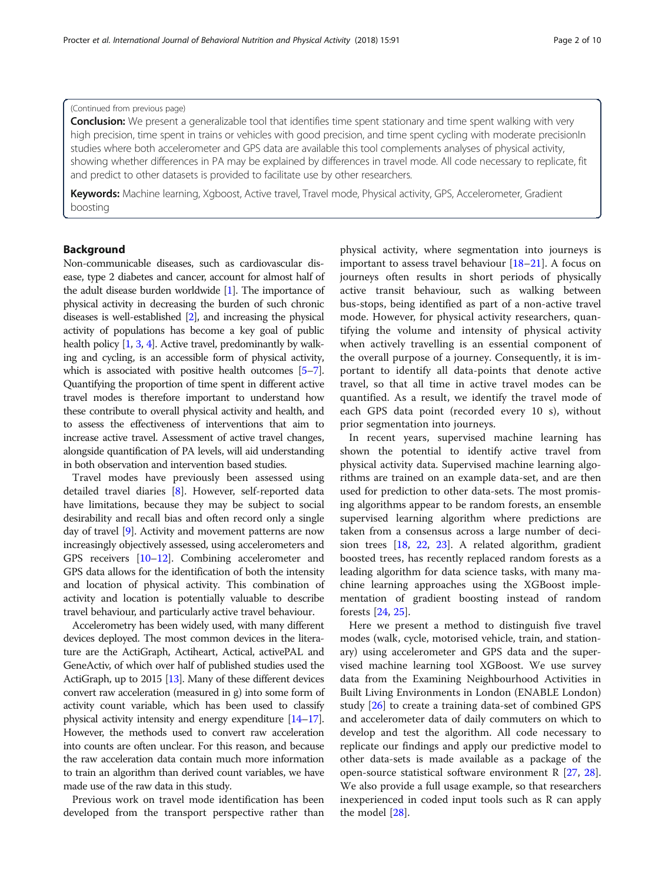(Continued from previous page)

**Conclusion:** We present a generalizable tool that identifies time spent stationary and time spent walking with very high precision, time spent in trains or vehicles with good precision, and time spent cycling with moderate precisionIn studies where both accelerometer and GPS data are available this tool complements analyses of physical activity, showing whether differences in PA may be explained by differences in travel mode. All code necessary to replicate, fit and predict to other datasets is provided to facilitate use by other researchers.

**Keywords:** Machine learning, Xgboost, Active travel, Travel mode, Physical activity, GPS, Accelerometer, Gradient boosting

## Background

Non-communicable diseases, such as cardiovascular disease, type 2 diabetes and cancer, account for almost half of the adult disease burden worldwide [1]. The importance of physical activity in decreasing the burden of such chronic diseases is well-established [2], and increasing the physical activity of populations has become a key goal of public health policy [1, 3, 4]. Active travel, predominantly by walking and cycling, is an accessible form of physical activity, which is associated with positive health outcomes [5–7]. Quantifying the proportion of time spent in different active travel modes is therefore important to understand how these contribute to overall physical activity and health, and to assess the effectiveness of interventions that aim to increase active travel. Assessment of active travel changes, alongside quantification of PA levels, will aid understanding in both observation and intervention based studies.

Travel modes have previously been assessed using detailed travel diaries [8]. However, self-reported data have limitations, because they may be subject to social desirability and recall bias and often record only a single day of travel [9]. Activity and movement patterns are now increasingly objectively assessed, using accelerometers and GPS receivers [10–12]. Combining accelerometer and GPS data allows for the identification of both the intensity and location of physical activity. This combination of activity and location is potentially valuable to describe travel behaviour, and particularly active travel behaviour.

Accelerometry has been widely used, with many different devices deployed. The most common devices in the literature are the ActiGraph, Actiheart, Actical, activePAL and GeneActiv, of which over half of published studies used the ActiGraph, up to 2015 [13]. Many of these different devices convert raw acceleration (measured in g) into some form of activity count variable, which has been used to classify physical activity intensity and energy expenditure [14–17]. However, the methods used to convert raw acceleration into counts are often unclear. For this reason, and because the raw acceleration data contain much more information to train an algorithm than derived count variables, we have made use of the raw data in this study.

Previous work on travel mode identification has been developed from the transport perspective rather than physical activity, where segmentation into journeys is important to assess travel behaviour [18–21]. A focus on journeys often results in short periods of physically active transit behaviour, such as walking between bus-stops, being identified as part of a non-active travel mode. However, for physical activity researchers, quantifying the volume and intensity of physical activity when actively travelling is an essential component of the overall purpose of a journey. Consequently, it is important to identify all data-points that denote active travel, so that all time in active travel modes can be quantified. As a result, we identify the travel mode of each GPS data point (recorded every 10 s), without prior segmentation into journeys.

In recent years, supervised machine learning has shown the potential to identify active travel from physical activity data. Supervised machine learning algorithms are trained on an example data-set, and are then used for prediction to other data-sets. The most promising algorithms appear to be random forests, an ensemble supervised learning algorithm where predictions are taken from a consensus across a large number of decision trees [18, 22, 23]. A related algorithm, gradient boosted trees, has recently replaced random forests as a leading algorithm for data science tasks, with many machine learning approaches using the XGBoost implementation of gradient boosting instead of random forests [24, 25].

Here we present a method to distinguish five travel modes (walk, cycle, motorised vehicle, train, and stationary) using accelerometer and GPS data and the supervised machine learning tool XGBoost. We use survey data from the Examining Neighbourhood Activities in Built Living Environments in London (ENABLE London) study [26] to create a training data-set of combined GPS and accelerometer data of daily commuters on which to develop and test the algorithm. All code necessary to replicate our findings and apply our predictive model to other data-sets is made available as a package of the open-source statistical software environment R [27, 28]. We also provide a full usage example, so that researchers inexperienced in coded input tools such as R can apply the model [28].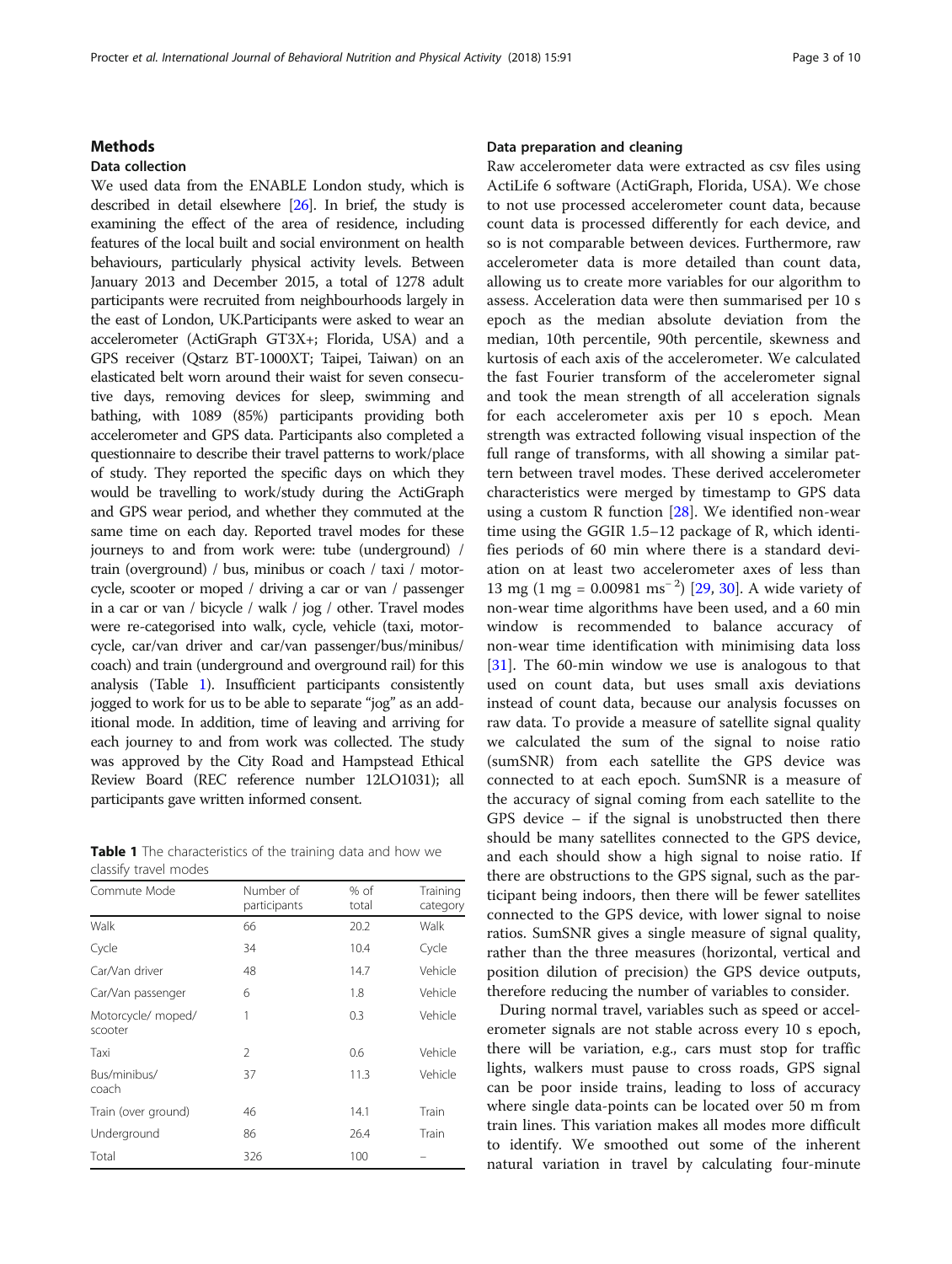## Methods

### Data collection

We used data from the ENABLE London study, which is described in detail elsewhere [26]. In brief, the study is examining the effect of the area of residence, including features of the local built and social environment on health behaviours, particularly physical activity levels. Between January 2013 and December 2015, a total of 1278 adult participants were recruited from neighbourhoods largely in the east of London, UK.Participants were asked to wear an accelerometer (ActiGraph GT3X+; Florida, USA) and a GPS receiver (Qstarz BT-1000XT; Taipei, Taiwan) on an elasticated belt worn around their waist for seven consecutive days, removing devices for sleep, swimming and bathing, with 1089 (85%) participants providing both accelerometer and GPS data. Participants also completed a questionnaire to describe their travel patterns to work/place of study. They reported the specific days on which they would be travelling to work/study during the ActiGraph and GPS wear period, and whether they commuted at the same time on each day. Reported travel modes for these journeys to and from work were: tube (underground) / train (overground) / bus, minibus or coach / taxi / motorcycle, scooter or moped / driving a car or van / passenger in a car or van / bicycle / walk / jog / other. Travel modes were re-categorised into walk, cycle, vehicle (taxi, motorcycle, car/van driver and car/van passenger/bus/minibus/coach) and train (underground and overground rail) for this analysis (Table 1). Insufficient participants consistently jogged to work for us to be able to separate "jog" as an additional mode. In addition, time of leaving and arriving for each journey to and from work was collected. The study was approved by the City Road and Hampstead Ethical Review Board (REC reference number 12LO1031); all participants gave written informed consent.

**Table 1** The characteristics of the training data and how we classify travel modes

| Commute Mode | Number of participants | % of total | Training category |
|---|---|---|---|
| Walk | 66 | 20.2 | Walk |
| Cycle | 34 | 10.4 | Cycle |
| Car/Van driver | 48 | 14.7 | Vehicle |
| Car/Van passenger | 6 | 1.8 | Vehicle |
| Motorcycle/ moped/ scooter | 1 | 0.3 | Vehicle |
| Taxi | 2 | 0.6 | Vehicle |
| Bus/minibus/ coach | 37 | 11.3 | Vehicle |
| Train (over ground) | 46 | 14.1 | Train |
| Underground | 86 | 26.4 | Train |
| Total | 326 | 100 | – |

### Data preparation and cleaning

Raw accelerometer data were extracted as csv files using ActiLife 6 software (ActiGraph, Florida, USA). We chose to not use processed accelerometer count data, because count data is processed differently for each device, and so is not comparable between devices. Furthermore, raw accelerometer data is more detailed than count data, allowing us to create more variables for our algorithm to assess. Acceleration data were then summarised per 10 s epoch as the median absolute deviation from the median, 10th percentile, 90th percentile, skewness and kurtosis of each axis of the accelerometer. We calculated the fast Fourier transform of the accelerometer signal and took the mean strength of all acceleration signals for each accelerometer axis per 10 s epoch. Mean strength was extracted following visual inspection of the full range of transforms, with all showing a similar pattern between travel modes. These derived accelerometer characteristics were merged by timestamp to GPS data using a custom R function [28]. We identified non-wear time using the GGIR 1.5–12 package of R, which identifies periods of 60 min where there is a standard deviation on at least two accelerometer axes of less than 13 mg (1 mg = 0.00981 $\text{ms}^{-2}$) [29, 30]. A wide variety of non-wear time algorithms have been used, and a 60 min window is recommended to balance accuracy of non-wear time identification with minimising data loss [31]. The 60-min window we use is analogous to that used on count data, but uses small axis deviations instead of count data, because our analysis focusses on raw data. To provide a measure of satellite signal quality we calculated the sum of the signal to noise ratio (sumSNR) from each satellite the GPS device was connected to at each epoch. SumSNR is a measure of the accuracy of signal coming from each satellite to the GPS device – if the signal is unobstructed then there should be many satellites connected to the GPS device, and each should show a high signal to noise ratio. If there are obstructions to the GPS signal, such as the participant being indoors, then there will be fewer satellites connected to the GPS device, with lower signal to noise ratios. SumSNR gives a single measure of signal quality, rather than the three measures (horizontal, vertical and position dilution of precision) the GPS device outputs, therefore reducing the number of variables to consider.

During normal travel, variables such as speed or accelerometer signals are not stable across every 10 s epoch, there will be variation, e.g., cars must stop for traffic lights, walkers must pause to cross roads, GPS signal can be poor inside trains, leading to loss of accuracy where single data-points can be located over 50 m from train lines. This variation makes all modes more difficult to identify. We smoothed out some of the inherent natural variation in travel by calculating four-minute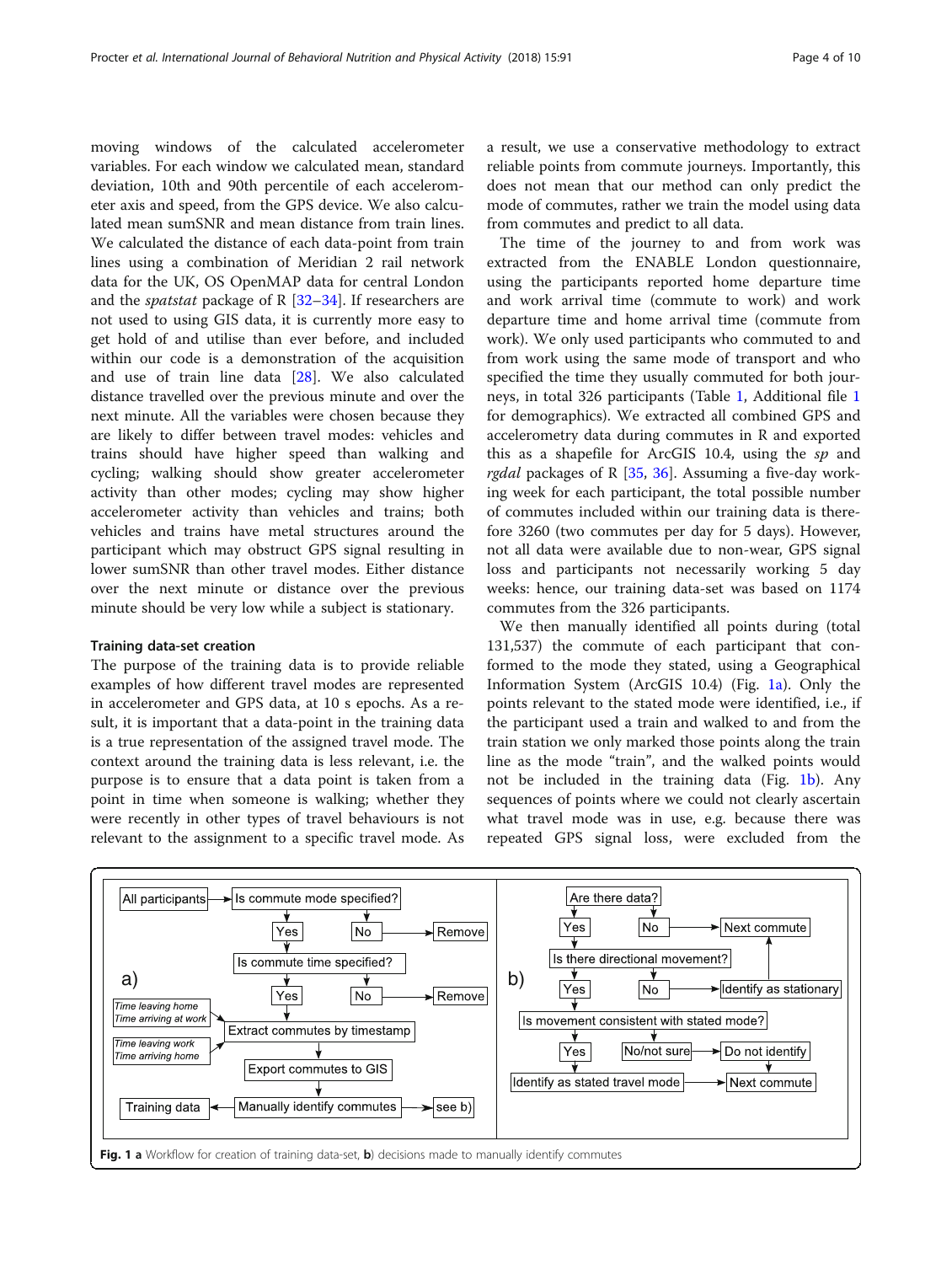moving windows of the calculated accelerometer variables. For each window we calculated mean, standard deviation, 10th and 90th percentile of each accelerometer axis and speed, from the GPS device. We also calculated mean sumSNR and mean distance from train lines. We calculated the distance of each data-point from train lines using a combination of Meridian 2 rail network data for the UK, OS OpenMAP data for central London and the *spatstat* package of R [32–34]. If researchers are not used to using GIS data, it is currently more easy to get hold of and utilise than ever before, and included within our code is a demonstration of the acquisition and use of train line data [28]. We also calculated distance travelled over the previous minute and over the next minute. All the variables were chosen because they are likely to differ between travel modes: vehicles and trains should have higher speed than walking and cycling; walking should show greater accelerometer activity than other modes; cycling may show higher accelerometer activity than vehicles and trains; both vehicles and trains have metal structures around the participant which may obstruct GPS signal resulting in lower sumSNR than other travel modes. Either distance over the next minute or distance over the previous minute should be very low while a subject is stationary.

### Training data-set creation

The purpose of the training data is to provide reliable examples of how different travel modes are represented in accelerometer and GPS data, at 10 s epochs. As a result, it is important that a data-point in the training data is a true representation of the assigned travel mode. The context around the training data is less relevant, i.e. the purpose is to ensure that a data point is taken from a point in time when someone is walking; whether they were recently in other types of travel behaviours is not relevant to the assignment to a specific travel mode. As a result, we use a conservative methodology to extract reliable points from commute journeys. Importantly, this does not mean that our method can only predict the mode of commutes, rather we train the model using data from commutes and predict to all data.

The time of the journey to and from work was extracted from the ENABLE London questionnaire, using the participants reported home departure time and work arrival time (commute to work) and work departure time and home arrival time (commute from work). We only used participants who commuted to and from work using the same mode of transport and who specified the time they usually commuted for both journeys, in total 326 participants (Table 1, Additional file 1 for demographics). We extracted all combined GPS and accelerometry data during commutes in R and exported this as a shapefile for ArcGIS 10.4, using the *sp* and *rgdal* packages of R [35, 36]. Assuming a five-day working week for each participant, the total possible number of commutes included within our training data is therefore 3260 (two commutes per day for 5 days). However, not all data were available due to non-wear, GPS signal loss and participants not necessarily working 5 day weeks: hence, our training data-set was based on 1174 commutes from the 326 participants.

We then manually identified all points during (total 131,537) the commute of each participant that conformed to the mode they stated, using a Geographical Information System (ArcGIS 10.4) (Fig. 1a). Only the points relevant to the stated mode were identified, i.e., if the participant used a train and walked to and from the train station we only marked those points along the train line as the mode "train", and the walked points would not be included in the training data (Fig. 1b). Any sequences of points where we could not clearly ascertain what travel mode was in use, e.g. because there was repeated GPS signal loss, were excluded from the

**Fig. 1** **a** Workflow for creation of training data-set, **b**) decisions made to manually identify commutes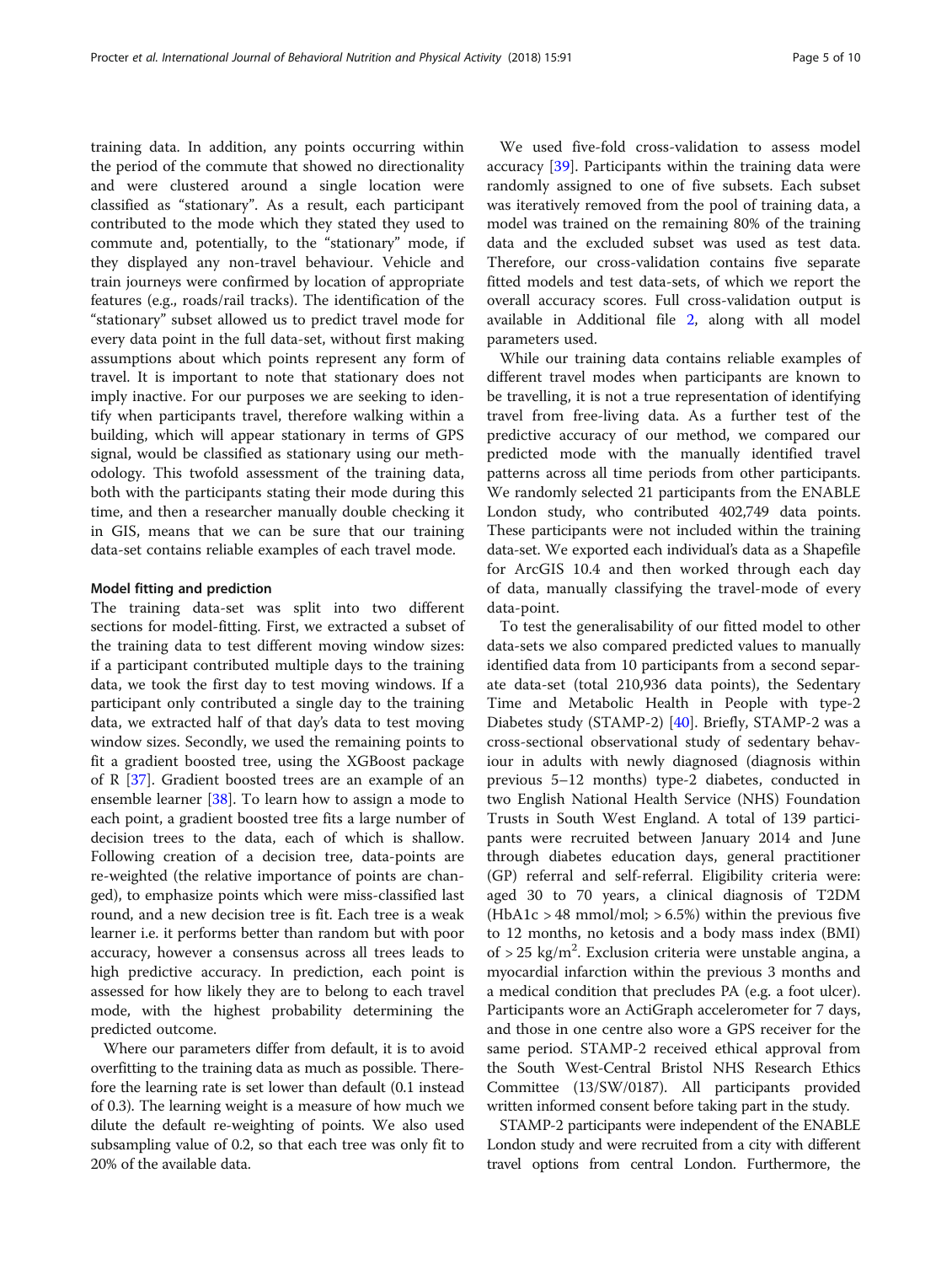training data. In addition, any points occurring within the period of the commute that showed no directionality and were clustered around a single location were classified as "stationary". As a result, each participant contributed to the mode which they stated they used to commute and, potentially, to the "stationary" mode, if they displayed any non-travel behaviour. Vehicle and train journeys were confirmed by location of appropriate features (e.g., roads/rail tracks). The identification of the "stationary" subset allowed us to predict travel mode for every data point in the full data-set, without first making assumptions about which points represent any form of travel. It is important to note that stationary does not imply inactive. For our purposes we are seeking to identify when participants travel, therefore walking within a building, which will appear stationary in terms of GPS signal, would be classified as stationary using our methodology. This twofold assessment of the training data, both with the participants stating their mode during this time, and then a researcher manually double checking it in GIS, means that we can be sure that our training data-set contains reliable examples of each travel mode.

#### Model fitting and prediction

The training data-set was split into two different sections for model-fitting. First, we extracted a subset of the training data to test different moving window sizes: if a participant contributed multiple days to the training data, we took the first day to test moving windows. If a participant only contributed a single day to the training data, we extracted half of that day's data to test moving window sizes. Secondly, we used the remaining points to fit a gradient boosted tree, using the XGBoost package of R [37]. Gradient boosted trees are an example of an ensemble learner [38]. To learn how to assign a mode to each point, a gradient boosted tree fits a large number of decision trees to the data, each of which is shallow. Following creation of a decision tree, data-points are re-weighted (the relative importance of points are changed), to emphasize points which were miss-classified last round, and a new decision tree is fit. Each tree is a weak learner i.e. it performs better than random but with poor accuracy, however a consensus across all trees leads to high predictive accuracy. In prediction, each point is assessed for how likely they are to belong to each travel mode, with the highest probability determining the predicted outcome.

Where our parameters differ from default, it is to avoid overfitting to the training data as much as possible. Therefore the learning rate is set lower than default (0.1 instead of 0.3). The learning weight is a measure of how much we dilute the default re-weighting of points. We also used subsampling value of 0.2, so that each tree was only fit to 20% of the available data.

We used five-fold cross-validation to assess model accuracy [39]. Participants within the training data were randomly assigned to one of five subsets. Each subset was iteratively removed from the pool of training data, a model was trained on the remaining 80% of the training data and the excluded subset was used as test data. Therefore, our cross-validation contains five separate fitted models and test data-sets, of which we report the overall accuracy scores. Full cross-validation output is available in Additional file 2, along with all model parameters used.

While our training data contains reliable examples of different travel modes when participants are known to be travelling, it is not a true representation of identifying travel from free-living data. As a further test of the predictive accuracy of our method, we compared our predicted mode with the manually identified travel patterns across all time periods from other participants. We randomly selected 21 participants from the ENABLE London study, who contributed 402,749 data points. These participants were not included within the training data-set. We exported each individual's data as a Shapefile for ArcGIS 10.4 and then worked through each day of data, manually classifying the travel-mode of every data-point.

To test the generalisability of our fitted model to other data-sets we also compared predicted values to manually identified data from 10 participants from a second separate data-set (total 210,936 data points), the Sedentary Time and Metabolic Health in People with type-2 Diabetes study (STAMP-2) [40]. Briefly, STAMP-2 was a cross-sectional observational study of sedentary behaviour in adults with newly diagnosed (diagnosis within previous 5–12 months) type-2 diabetes, conducted in two English National Health Service (NHS) Foundation Trusts in South West England. A total of 139 participants were recruited between January 2014 and June through diabetes education days, general practitioner (GP) referral and self-referral. Eligibility criteria were: aged 30 to 70 years, a clinical diagnosis of T2DM (HbA1c > 48 mmol/mol; > 6.5%) within the previous five to 12 months, no ketosis and a body mass index (BMI) of > 25 kg/m$^2$. Exclusion criteria were unstable angina, a myocardial infarction within the previous 3 months and a medical condition that precludes PA (e.g. a foot ulcer). Participants wore an ActiGraph accelerometer for 7 days, and those in one centre also wore a GPS receiver for the same period. STAMP-2 received ethical approval from the South West-Central Bristol NHS Research Ethics Committee (13/SW/0187). All participants provided written informed consent before taking part in the study.

STAMP-2 participants were independent of the ENABLE London study and were recruited from a city with different travel options from central London. Furthermore, the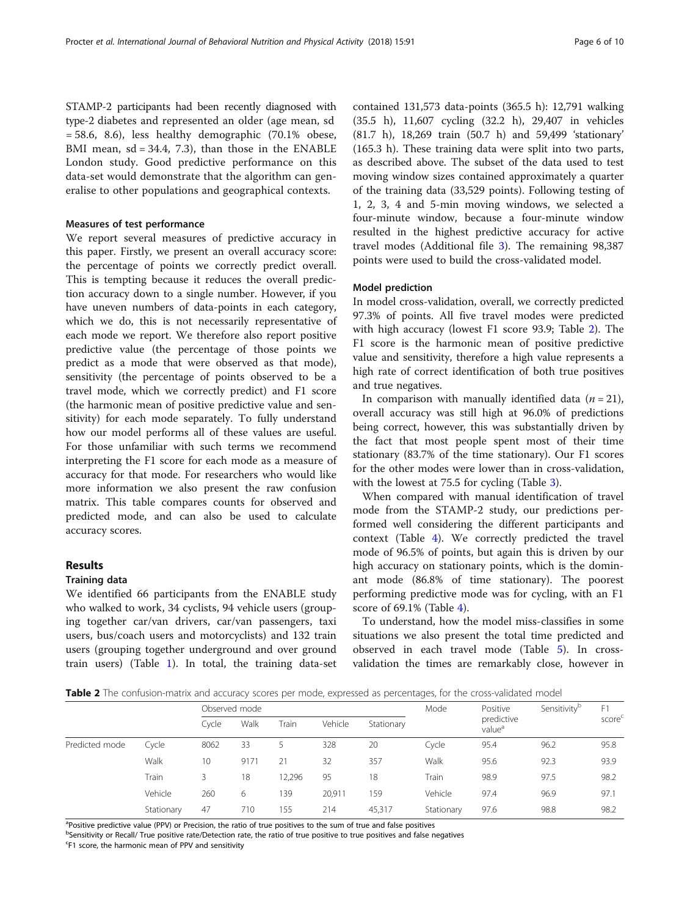STAMP-2 participants had been recently diagnosed with type-2 diabetes and represented an older (age mean, sd = 58.6, 8.6), less healthy demographic (70.1% obese, BMI mean, sd = 34.4, 7.3), than those in the ENABLE London study. Good predictive performance on this data-set would demonstrate that the algorithm can generalise to other populations and geographical contexts.

### Measures of test performance

We report several measures of predictive accuracy in this paper. Firstly, we present an overall accuracy score: the percentage of points we correctly predict overall. This is tempting because it reduces the overall prediction accuracy down to a single number. However, if you have uneven numbers of data-points in each category, which we do, this is not necessarily representative of each mode we report. We therefore also report positive predictive value (the percentage of those points we predict as a mode that were observed as that mode), sensitivity (the percentage of points observed to be a travel mode, which we correctly predict) and F1 score (the harmonic mean of positive predictive value and sensitivity) for each mode separately. To fully understand how our model performs all of these values are useful. For those unfamiliar with such terms we recommend interpreting the F1 score for each mode as a measure of accuracy for that mode. For researchers who would like more information we also present the raw confusion matrix. This table compares counts for observed and predicted mode, and can also be used to calculate accuracy scores.

## Results

### Training data

We identified 66 participants from the ENABLE study who walked to work, 34 cyclists, 94 vehicle users (grouping together car/van drivers, car/van passengers, taxi users, bus/coach users and motorcyclists) and 132 train users (grouping together underground and over ground train users) (Table 1). In total, the training data-set contained 131,573 data-points (365.5 h): 12,791 walking (35.5 h), 11,607 cycling (32.2 h), 29,407 in vehicles (81.7 h), 18,269 train (50.7 h) and 59,499 'stationary' (165.3 h). These training data were split into two parts, as described above. The subset of the data used to test moving window sizes contained approximately a quarter of the training data (33,529 points). Following testing of 1, 2, 3, 4 and 5-min moving windows, we selected a four-minute window, because a four-minute window resulted in the highest predictive accuracy for active travel modes (Additional file 3). The remaining 98,387 points were used to build the cross-validated model.

### Model prediction

In model cross-validation, overall, we correctly predicted 97.3% of points. All five travel modes were predicted with high accuracy (lowest F1 score 93.9; Table 2). The F1 score is the harmonic mean of positive predictive value and sensitivity, therefore a high value represents a high rate of correct identification of both true positives and true negatives.

In comparison with manually identified data ($n = 21$), overall accuracy was still high at 96.0% of predictions being correct, however, this was substantially driven by the fact that most people spent most of their time stationary (83.7% of the time stationary). Our F1 scores for the other modes were lower than in cross-validation, with the lowest at 75.5 for cycling (Table 3).

When compared with manual identification of travel mode from the STAMP-2 study, our predictions performed well considering the different participants and context (Table 4). We correctly predicted the travel mode of 96.5% of points, but again this is driven by our high accuracy on stationary points, which is the dominant mode (86.8% of time stationary). The poorest performing predictive mode was for cycling, with an F1 score of 69.1% (Table 4).

To understand, how the model miss-classifies in some situations we also present the total time predicted and observed in each travel mode (Table 5). In cross-validation the times are remarkably close, however in

**Table 2** The confusion-matrix and accuracy scores per mode, expressed as percentages, for the cross-validated model

| | | Observed mode | | | | | Mode | Positive predictive value[a] | Sensitivity[b] | F1 score[c] |
|---|---|---|---|---|---|---|---|---|---|---|
| | | Cycle | Walk | Train | Vehicle | Stationary | | | | |
| Predicted mode | Cycle | 8062 | 33 | 5 | 328 | 20 | Cycle | 95.4 | 96.2 | 95.8 |
| | Walk | 10 | 9171 | 21 | 32 | 357 | Walk | 95.6 | 92.3 | 93.9 |
| | Train | 3 | 18 | 12,296 | 95 | 18 | Train | 98.9 | 97.5 | 98.2 |
| | Vehicle | 260 | 6 | 139 | 20,911 | 159 | Vehicle | 97.4 | 96.9 | 97.1 |
| | Stationary | 47 | 710 | 155 | 214 | 45,317 | Stationary | 97.6 | 98.8 | 98.2 |

[a]Positive predictive value (PPV) or Precision, the ratio of true positives to the sum of true and false positives
[b]Sensitivity or Recall/ True positive rate/Detection rate, the ratio of true positive to true positives and false negatives
[c]F1 score, the harmonic mean of PPV and sensitivity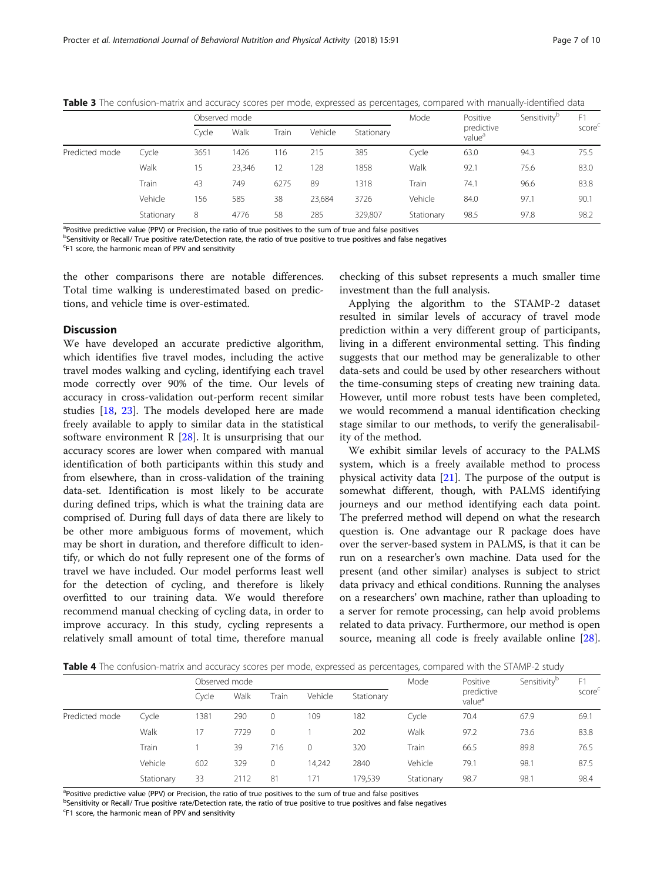**Table 3** The confusion-matrix and accuracy scores per mode, expressed as percentages, compared with manually-identified data

| | | Observed mode | | | | | Mode | Positive predictive value[a] | Sensitivity[b] | F1 score[c] |
|---|---|---|---|---|---|---|---|---|---|---|
| | | Cycle | Walk | Train | Vehicle | Stationary | | | | |
| Predicted mode | Cycle | 3651 | 1426 | 116 | 215 | 385 | Cycle | 63.0 | 94.3 | 75.5 |
| | Walk | 15 | 23,346 | 12 | 128 | 1858 | Walk | 92.1 | 75.6 | 83.0 |
| | Train | 43 | 749 | 6275 | 89 | 1318 | Train | 74.1 | 96.6 | 83.8 |
| | Vehicle | 156 | 585 | 38 | 23,684 | 3726 | Vehicle | 84.0 | 97.1 | 90.1 |
| | Stationary | 8 | 4776 | 58 | 285 | 329,807 | Stationary | 98.5 | 97.8 | 98.2 |

[a]Positive predictive value (PPV) or Precision, the ratio of true positives to the sum of true and false positives
[b]Sensitivity or Recall/ True positive rate/Detection rate, the ratio of true positive to true positives and false negatives
[c]F1 score, the harmonic mean of PPV and sensitivity

the other comparisons there are notable differences. Total time walking is underestimated based on predictions, and vehicle time is over-estimated.

## Discussion

We have developed an accurate predictive algorithm, which identifies five travel modes, including the active travel modes walking and cycling, identifying each travel mode correctly over 90% of the time. Our levels of accuracy in cross-validation out-perform recent similar studies [18, 23]. The models developed here are made freely available to apply to similar data in the statistical software environment R [28]. It is unsurprising that our accuracy scores are lower when compared with manual identification of both participants within this study and from elsewhere, than in cross-validation of the training data-set. Identification is most likely to be accurate during defined trips, which is what the training data are comprised of. During full days of data there are likely to be other more ambiguous forms of movement, which may be short in duration, and therefore difficult to identify, or which do not fully represent one of the forms of travel we have included. Our model performs least well for the detection of cycling, and therefore is likely overfitted to our training data. We would therefore recommend manual checking of cycling data, in order to improve accuracy. In this study, cycling represents a relatively small amount of total time, therefore manual checking of this subset represents a much smaller time investment than the full analysis.

Applying the algorithm to the STAMP-2 dataset resulted in similar levels of accuracy of travel mode prediction within a very different group of participants, living in a different environmental setting. This finding suggests that our method may be generalizable to other data-sets and could be used by other researchers without the time-consuming steps of creating new training data. However, until more robust tests have been completed, we would recommend a manual identification checking stage similar to our methods, to verify the generalisability of the method.

We exhibit similar levels of accuracy to the PALMS system, which is a freely available method to process physical activity data [21]. The purpose of the output is somewhat different, though, with PALMS identifying journeys and our method identifying each data point. The preferred method will depend on what the research question is. One advantage our R package does have over the server-based system in PALMS, is that it can be run on a researcher's own machine. Data used for the present (and other similar) analyses is subject to strict data privacy and ethical conditions. Running the analyses on a researchers' own machine, rather than uploading to a server for remote processing, can help avoid problems related to data privacy. Furthermore, our method is open source, meaning all code is freely available online [28].

**Table 4** The confusion-matrix and accuracy scores per mode, expressed as percentages, compared with the STAMP-2 study

| | | Observed mode | | | | | Mode | Positive predictive value[a] | Sensitivity[b] | F1 score[c] |
|---|---|---|---|---|---|---|---|---|---|---|
| | | Cycle | Walk | Train | Vehicle | Stationary | | | | |
| Predicted mode | Cycle | 1381 | 290 | 0 | 109 | 182 | Cycle | 70.4 | 67.9 | 69.1 |
| | Walk | 17 | 7729 | 0 | 1 | 202 | Walk | 97.2 | 73.6 | 83.8 |
| | Train | 1 | 39 | 716 | 0 | 320 | Train | 66.5 | 89.8 | 76.5 |
| | Vehicle | 602 | 329 | 0 | 14,242 | 2840 | Vehicle | 79.1 | 98.1 | 87.5 |
| | Stationary | 33 | 2112 | 81 | 171 | 179,539 | Stationary | 98.7 | 98.1 | 98.4 |

[a]Positive predictive value (PPV) or Precision, the ratio of true positives to the sum of true and false positives
[b]Sensitivity or Recall/ True positive rate/Detection rate, the ratio of true positive to true positives and false negatives
[c]F1 score, the harmonic mean of PPV and sensitivity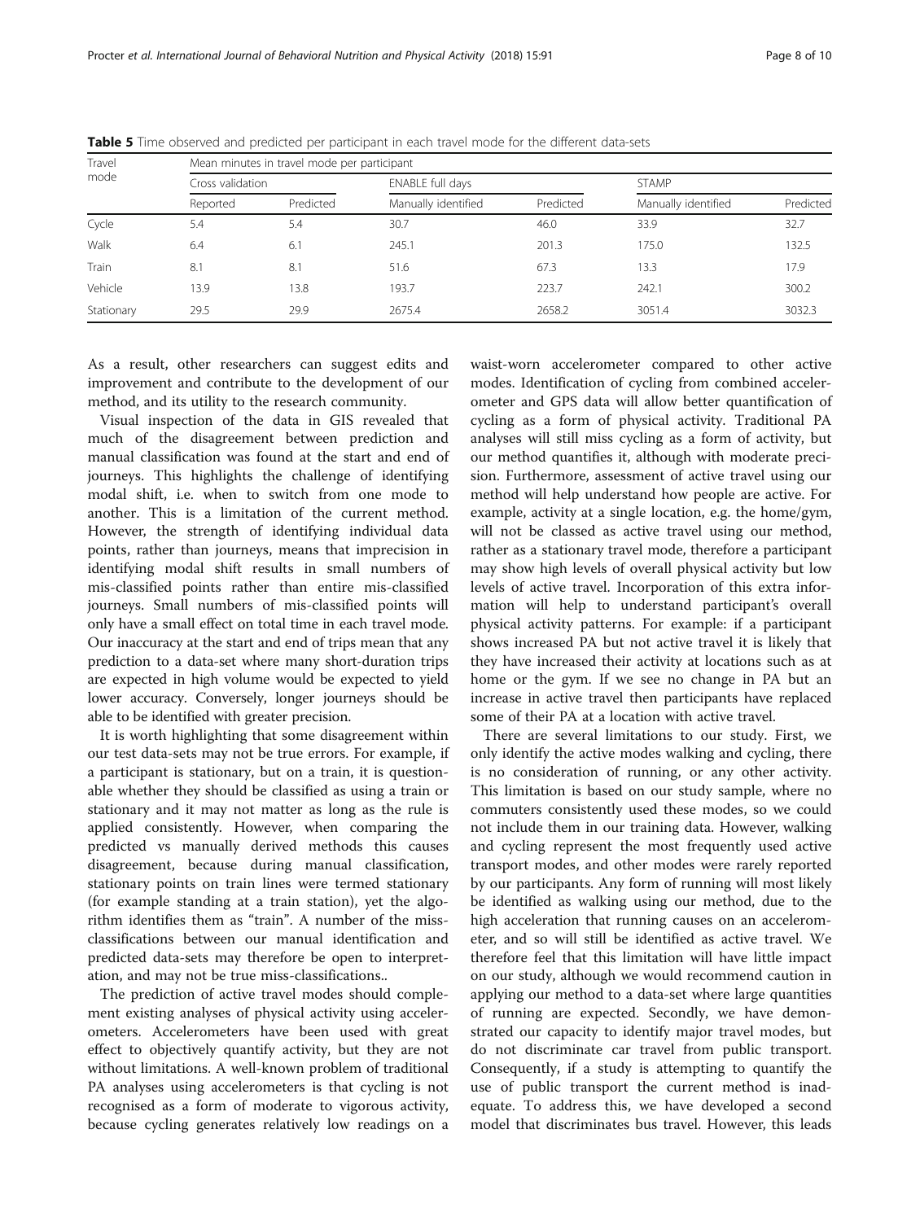**Table 5** Time observed and predicted per participant in each travel mode for the different data-sets

| Travel mode | Mean minutes in travel mode per participant | | | | | |
|---|---|---|---|---|---|---|
| | Cross validation | | ENABLE full days | | STAMP | |
| | Reported | Predicted | Manually identified | Predicted | Manually identified | Predicted |
| Cycle | 5.4 | 5.4 | 30.7 | 46.0 | 33.9 | 32.7 |
| Walk | 6.4 | 6.1 | 245.1 | 201.3 | 175.0 | 132.5 |
| Train | 8.1 | 8.1 | 51.6 | 67.3 | 13.3 | 17.9 |
| Vehicle | 13.9 | 13.8 | 193.7 | 223.7 | 242.1 | 300.2 |
| Stationary | 29.5 | 29.9 | 2675.4 | 2658.2 | 3051.4 | 3032.3 |

As a result, other researchers can suggest edits and improvement and contribute to the development of our method, and its utility to the research community.

Visual inspection of the data in GIS revealed that much of the disagreement between prediction and manual classification was found at the start and end of journeys. This highlights the challenge of identifying modal shift, i.e. when to switch from one mode to another. This is a limitation of the current method. However, the strength of identifying individual data points, rather than journeys, means that imprecision in identifying modal shift results in small numbers of mis-classified points rather than entire mis-classified journeys. Small numbers of mis-classified points will only have a small effect on total time in each travel mode. Our inaccuracy at the start and end of trips mean that any prediction to a data-set where many short-duration trips are expected in high volume would be expected to yield lower accuracy. Conversely, longer journeys should be able to be identified with greater precision.

It is worth highlighting that some disagreement within our test data-sets may not be true errors. For example, if a participant is stationary, but on a train, it is questionable whether they should be classified as using a train or stationary and it may not matter as long as the rule is applied consistently. However, when comparing the predicted vs manually derived methods this causes disagreement, because during manual classification, stationary points on train lines were termed stationary (for example standing at a train station), yet the algorithm identifies them as "train". A number of the miss-classifications between our manual identification and predicted data-sets may therefore be open to interpretation, and may not be true miss-classifications..

The prediction of active travel modes should complement existing analyses of physical activity using accelerometers. Accelerometers have been used with great effect to objectively quantify activity, but they are not without limitations. A well-known problem of traditional PA analyses using accelerometers is that cycling is not recognised as a form of moderate to vigorous activity, because cycling generates relatively low readings on a waist-worn accelerometer compared to other active modes. Identification of cycling from combined accelerometer and GPS data will allow better quantification of cycling as a form of physical activity. Traditional PA analyses will still miss cycling as a form of activity, but our method quantifies it, although with moderate precision. Furthermore, assessment of active travel using our method will help understand how people are active. For example, activity at a single location, e.g. the home/gym, will not be classed as active travel using our method, rather as a stationary travel mode, therefore a participant may show high levels of overall physical activity but low levels of active travel. Incorporation of this extra information will help to understand participant's overall physical activity patterns. For example: if a participant shows increased PA but not active travel it is likely that they have increased their activity at locations such as at home or the gym. If we see no change in PA but an increase in active travel then participants have replaced some of their PA at a location with active travel.

There are several limitations to our study. First, we only identify the active modes walking and cycling, there is no consideration of running, or any other activity. This limitation is based on our study sample, where no commuters consistently used these modes, so we could not include them in our training data. However, walking and cycling represent the most frequently used active transport modes, and other modes were rarely reported by our participants. Any form of running will most likely be identified as walking using our method, due to the high acceleration that running causes on an accelerometer, and so will still be identified as active travel. We therefore feel that this limitation will have little impact on our study, although we would recommend caution in applying our method to a data-set where large quantities of running are expected. Secondly, we have demonstrated our capacity to identify major travel modes, but do not discriminate car travel from public transport. Consequently, if a study is attempting to quantify the use of public transport the current method is inadequate. To address this, we have developed a second model that discriminates bus travel. However, this leads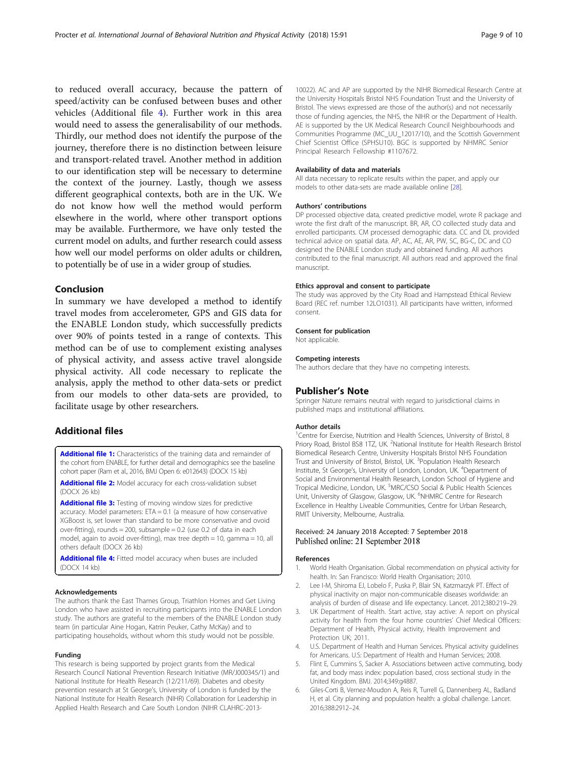to reduced overall accuracy, because the pattern of speed/activity can be confused between buses and other vehicles (Additional file 4). Further work in this area would need to assess the generalisability of our methods. Thirdly, our method does not identify the purpose of the journey, therefore there is no distinction between leisure and transport-related travel. Another method in addition to our identification step will be necessary to determine the context of the journey. Lastly, though we assess different geographical contexts, both are in the UK. We do not know how well the method would perform elsewhere in the world, where other transport options may be available. Furthermore, we have only tested the current model on adults, and further research could assess how well our model performs on older adults or children, to potentially be of use in a wider group of studies.

## Conclusion

In summary we have developed a method to identify travel modes from accelerometer, GPS and GIS data for the ENABLE London study, which successfully predicts over 90% of points tested in a range of contexts. This method can be of use to complement existing analyses of physical activity, and assess active travel alongside physical activity. All code necessary to replicate the analysis, apply the method to other data-sets or predict from our models to other data-sets are provided, to facilitate usage by other researchers.

## Additional files

**Additional file 1:** Characteristics of the training data and remainder of the cohort from ENABLE, for further detail and demographics see the baseline cohort paper (Ram et al., 2016, BMJ Open 6: e012643) (DOCX 15 kb)

**Additional file 2:** Model accuracy for each cross-validation subset (DOCX 26 kb)

**Additional file 3:** Testing of moving window sizes for predictive accuracy. Model parameters: ETA = 0.1 (a measure of how conservative XGBoost is, set lower than standard to be more conservative and ovoid over-fitting), rounds = 200, subsample = 0.2 (use 0.2 of data in each model, again to avoid over-fitting), max tree depth = 10, gamma = 10, all others default (DOCX 26 kb)

**Additional file 4:** Fitted model accuracy when buses are included (DOCX 14 kb)

#### Acknowledgements

The authors thank the East Thames Group, Triathlon Homes and Get Living London who have assisted in recruiting participants into the ENABLE London study. The authors are grateful to the members of the ENABLE London study team (in particular Aine Hogan, Katrin Peuker, Cathy McKay) and to participating households, without whom this study would not be possible.

#### Funding

This research is being supported by project grants from the Medical Research Council National Prevention Research Initiative (MR/J000345/1) and National Institute for Health Research (12/211/69). Diabetes and obesity prevention research at St George's, University of London is funded by the National Institute for Health Research (NIHR) Collaboration for Leadership in Applied Health Research and Care South London (NIHR CLAHRC-2013-10022). AC and AP are supported by the NIHR Biomedical Research Centre at the University Hospitals Bristol NHS Foundation Trust and the University of Bristol. The views expressed are those of the author(s) and not necessarily those of funding agencies, the NHS, the NIHR or the Department of Health. AE is supported by the UK Medical Research Council Neighbourhoods and Communities Programme (MC_UU_12017/10), and the Scottish Government Chief Scientist Office (SPHSU10). BGC is supported by NHMRC Senior Principal Research Fellowship #1107672.

#### Availability of data and materials

All data necessary to replicate results within the paper, and apply our models to other data-sets are made available online [28].

#### Authors' contributions

DP processed objective data, created predictive model, wrote R package and wrote the first draft of the manuscript. BR, AR, CO collected study data and enrolled participants. CM processed demographic data. CC and DL provided technical advice on spatial data. AP, AC, AE, AR, PW, SC, BG-C, DC and CO designed the ENABLE London study and obtained funding. All authors contributed to the final manuscript. All authors read and approved the final manuscript.

#### Ethics approval and consent to participate

The study was approved by the City Road and Hampstead Ethical Review Board (REC ref. number 12LO1031). All participants have written, informed consent.

#### Consent for publication

Not applicable.

#### Competing interests

The authors declare that they have no competing interests.

## Publisher's Note

Springer Nature remains neutral with regard to jurisdictional claims in published maps and institutional affiliations.

#### Author details

[1]Centre for Exercise, Nutrition and Health Sciences, University of Bristol, 8 Priory Road, Bristol BS8 1TZ, UK. [2]National Institute for Health Research Bristol Biomedical Research Centre, University Hospitals Bristol NHS Foundation Trust and University of Bristol, Bristol, UK. [3]Population Health Research Institute, St George's, University of London, London, UK. [4]Department of Social and Environmental Health Research, London School of Hygiene and Tropical Medicine, London, UK. [5]MRC/CSO Social & Public Health Sciences Unit, University of Glasgow, Glasgow, UK. [6]NHMRC Centre for Research Excellence in Healthy Liveable Communities, Centre for Urban Research, RMIT University, Melbourne, Australia.

Received: 24 January 2018 Accepted: 7 September 2018
Published online: 21 September 2018

#### References

1. World Health Organisation. Global recommendation on physical activity for health. In: San Francisco: World Health Organisation; 2010.
2. Lee I-M, Shiroma EJ, Lobelo F, Puska P, Blair SN, Katzmarzyk PT. Effect of physical inactivity on major non-communicable diseases worldwide: an analysis of burden of disease and life expectancy. Lancet. 2012;380:219–29.
3. UK Department of Health. Start active, stay active: A report on physical activity for health from the four home countries' Chief Medical Officers: Department of Health, Physical activity, Health Improvement and Protection UK; 2011.
4. U.S. Department of Health and Human Services. Physical activity guidelines for Americans. U.S: Department of Health and Human Services; 2008.
5. Flint E, Cummins S, Sacker A. Associations between active commuting, body fat, and body mass index: population based, cross sectional study in the United Kingdom. BMJ. 2014;349:g4887.
6. Giles-Corti B, Vernez-Moudon A, Reis R, Turrell G, Dannenberg AL, Badland H, et al. City planning and population health: a global challenge. Lancet. 2016;388:2912–24.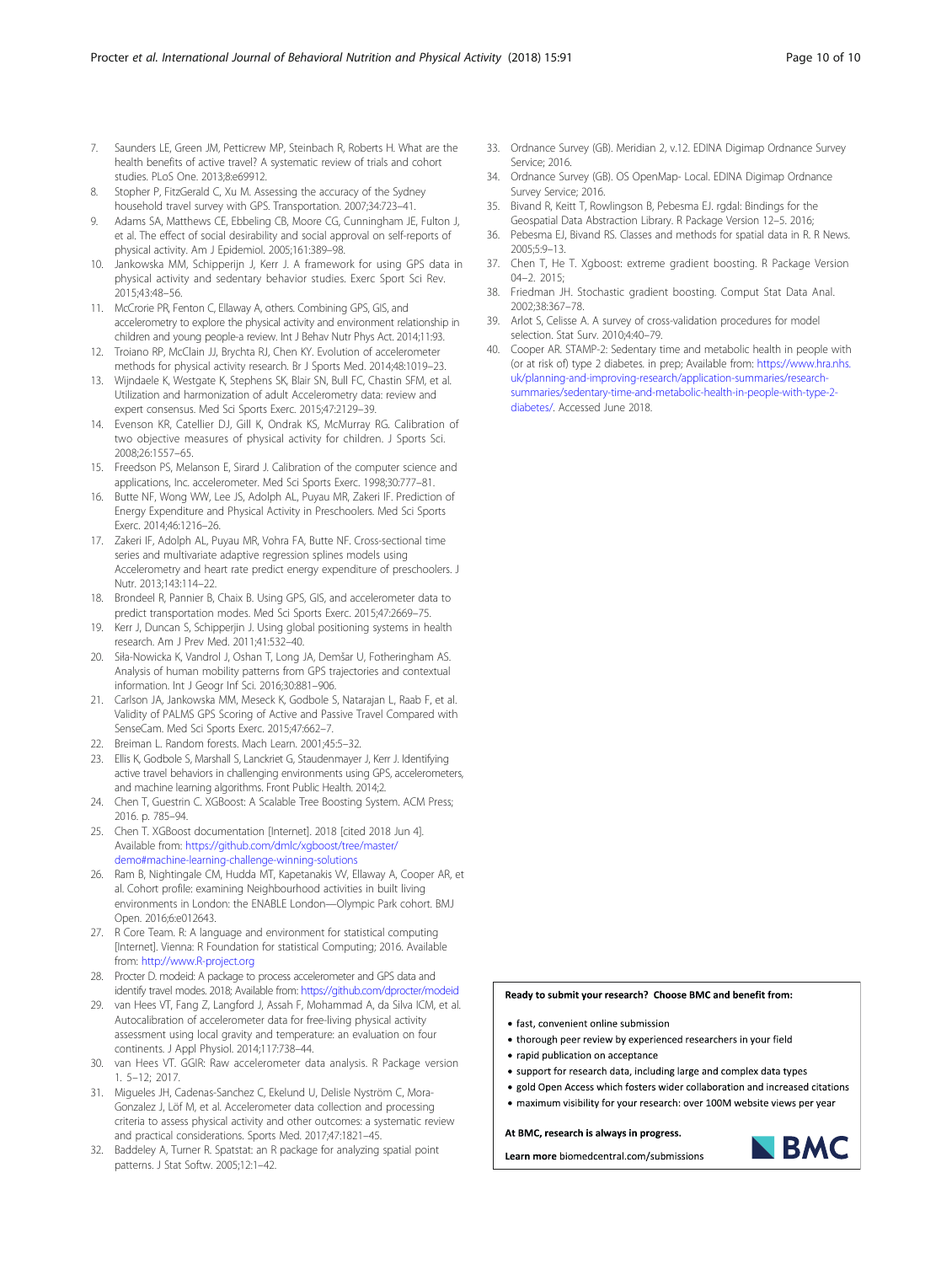7. Saunders LE, Green JM, Petticrew MP, Steinbach R, Roberts H. What are the health benefits of active travel? A systematic review of trials and cohort studies. PLoS One. 2013;8:e69912.
8. Stopher P, FitzGerald C, Xu M. Assessing the accuracy of the Sydney household travel survey with GPS. Transportation. 2007;34:723–41.
9. Adams SA, Matthews CE, Ebbeling CB, Moore CG, Cunningham JE, Fulton J, et al. The effect of social desirability and social approval on self-reports of physical activity. Am J Epidemiol. 2005;161:389–98.
10. Jankowska MM, Schipperijn J, Kerr J. A framework for using GPS data in physical activity and sedentary behavior studies. Exerc Sport Sci Rev. 2015;43:48–56.
11. McCrorie PR, Fenton C, Ellaway A, others. Combining GPS, GIS, and accelerometry to explore the physical activity and environment relationship in children and young people-a review. Int J Behav Nutr Phys Act. 2014;11:93.
12. Troiano RP, McClain JJ, Brychta RJ, Chen KY. Evolution of accelerometer methods for physical activity research. Br J Sports Med. 2014;48:1019–23.
13. Wijndaele K, Westgate K, Stephens SK, Blair SN, Bull FC, Chastin SFM, et al. Utilization and harmonization of adult Accelerometry data: review and expert consensus. Med Sci Sports Exerc. 2015;47:2129–39.
14. Evenson KR, Catellier DJ, Gill K, Ondrak KS, McMurray RG. Calibration of two objective measures of physical activity for children. J Sports Sci. 2008;26:1557–65.
15. Freedson PS, Melanson E, Sirard J. Calibration of the computer science and applications, Inc. accelerometer. Med Sci Sports Exerc. 1998;30:777–81.
16. Butte NF, Wong WW, Lee JS, Adolph AL, Puyau MR, Zakeri IF. Prediction of Energy Expenditure and Physical Activity in Preschoolers. Med Sci Sports Exerc. 2014;46:1216–26.
17. Zakeri IF, Adolph AL, Puyau MR, Vohra FA, Butte NF. Cross-sectional time series and multivariate adaptive regression splines models using Accelerometry and heart rate predict energy expenditure of preschoolers. J Nutr. 2013;143:114–22.
18. Brondeel R, Pannier B, Chaix B. Using GPS, GIS, and accelerometer data to predict transportation modes. Med Sci Sports Exerc. 2015;47:2669–75.
19. Kerr J, Duncan S, Schipperjin J. Using global positioning systems in health research. Am J Prev Med. 2011;41:532–40.
20. Siła-Nowicka K, Vandrol J, Oshan T, Long JA, Demšar U, Fotheringham AS. Analysis of human mobility patterns from GPS trajectories and contextual information. Int J Geogr Inf Sci. 2016;30:881–906.
21. Carlson JA, Jankowska MM, Meseck K, Godbole S, Natarajan L, Raab F, et al. Validity of PALMS GPS Scoring of Active and Passive Travel Compared with SenseCam. Med Sci Sports Exerc. 2015;47:662–7.
22. Breiman L. Random forests. Mach Learn. 2001;45:5–32.
23. Ellis K, Godbole S, Marshall S, Lanckriet G, Staudenmayer J, Kerr J. Identifying active travel behaviors in challenging environments using GPS, accelerometers, and machine learning algorithms. Front Public Health. 2014;2.
24. Chen T, Guestrin C. XGBoost: A Scalable Tree Boosting System. ACM Press; 2016. p. 785–94.
25. Chen T. XGBoost documentation [Internet]. 2018 [cited 2018 Jun 4]. Available from: https://github.com/dmlc/xgboost/tree/master/demo#machine-learning-challenge-winning-solutions
26. Ram B, Nightingale CM, Hudda MT, Kapetanakis VV, Ellaway A, Cooper AR, et al. Cohort profile: examining Neighbourhood activities in built living environments in London: the ENABLE London—Olympic Park cohort. BMJ Open. 2016;6:e012643.
27. R Core Team. R: A language and environment for statistical computing [Internet]. Vienna: R Foundation for statistical Computing; 2016. Available from: http://www.R-project.org
28. Procter D. modeid: A package to process accelerometer and GPS data and identify travel modes. 2018; Available from: https://github.com/dprocter/modeid
29. van Hees VT, Fang Z, Langford J, Assah F, Mohammad A, da Silva ICM, et al. Autocalibration of accelerometer data for free-living physical activity assessment using local gravity and temperature: an evaluation on four continents. J Appl Physiol. 2014;117:738–44.
30. van Hees VT. GGIR: Raw accelerometer data analysis. R Package version 1. 5–12; 2017.
31. Migueles JH, Cadenas-Sanchez C, Ekelund U, Delisle Nyström C, Mora-Gonzalez J, Löf M, et al. Accelerometer data collection and processing criteria to assess physical activity and other outcomes: a systematic review and practical considerations. Sports Med. 2017;47:1821–45.
32. Baddeley A, Turner R. Spatstat: an R package for analyzing spatial point patterns. J Stat Softw. 2005;12:1–42.
33. Ordnance Survey (GB). Meridian 2, v.12. EDINA Digimap Ordnance Survey Service; 2016.
34. Ordnance Survey (GB). OS OpenMap- Local. EDINA Digimap Ordnance Survey Service; 2016.
35. Bivand R, Keitt T, Rowlingson B, Pebesma EJ. rgdal: Bindings for the Geospatial Data Abstraction Library. R Package Version 12–5. 2016;
36. Pebesma EJ, Bivand RS. Classes and methods for spatial data in R. R News. 2005;5:9–13.
37. Chen T, He T. Xgboost: extreme gradient boosting. R Package Version 04–2. 2015;
38. Friedman JH. Stochastic gradient boosting. Comput Stat Data Anal. 2002;38:367–78.
39. Arlot S, Celisse A. A survey of cross-validation procedures for model selection. Stat Surv. 2010;4:40–79.
40. Cooper AR. STAMP-2: Sedentary time and metabolic health in people with (or at risk of) type 2 diabetes. in prep; Available from: https://www.hra.nhs.uk/planning-and-improving-research/application-summaries/research-summaries/sedentary-time-and-metabolic-health-in-people-with-type-2-diabetes/. Accessed June 2018.

**Ready to submit your research? Choose BMC and benefit from:**

- fast, convenient online submission
- thorough peer review by experienced researchers in your field
- rapid publication on acceptance
- support for research data, including large and complex data types
- gold Open Access which fosters wider collaboration and increased citations
- maximum visibility for your research: over 100M website views per year

**At BMC, research is always in progress.**

**Learn more** biomedcentral.com/submissions

BMC